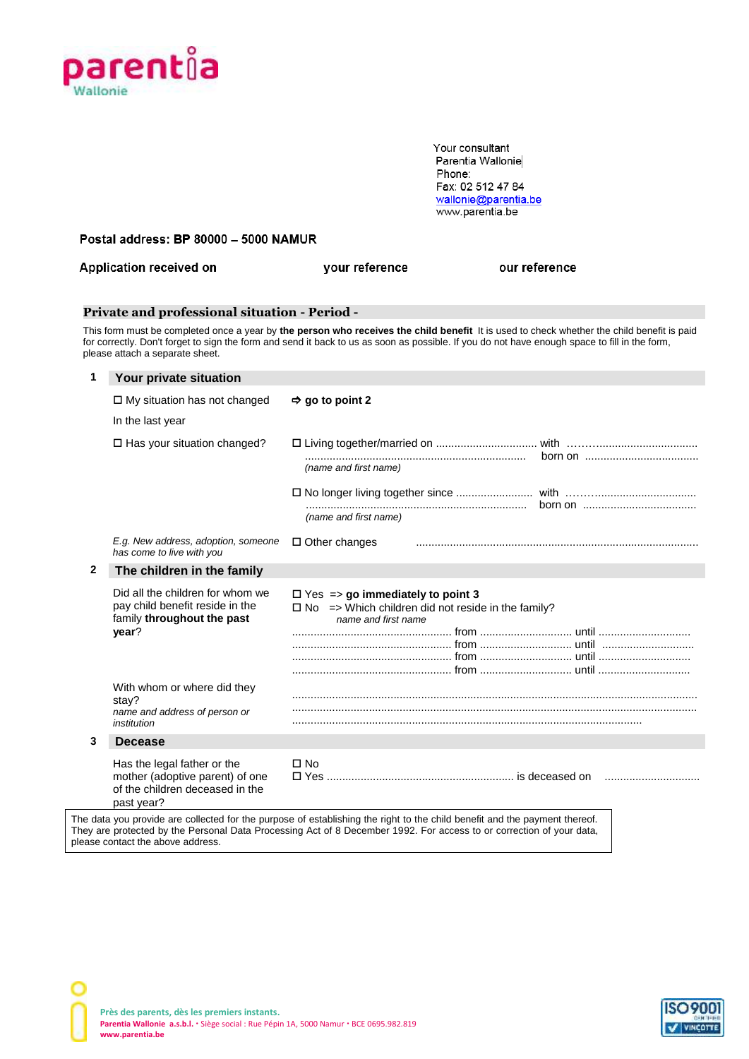parentia
Wallonie

Your consultant
Parentia Wallonie
Phone:
Fax: 02 512 47 84
wallonie@parentia.be
www.parentia.be

**Postal address: BP 80000 – 5000 NAMUR**

**Application received on** **your reference** **our reference**

## Private and professional situation - Period -

This form must be completed once a year by **the person who receives the child benefit** It is used to check whether the child benefit is paid for correctly. Don't forget to sign the form and send it back to us as soon as possible. If you do not have enough space to fill in the form, please attach a separate sheet.

### 1 Your private situation

☐ My situation has not changed ➩ **go to point 2**

In the last year

☐ Has your situation changed?

☐ Living together/married on ................................ with ……….................................
....................................................................... born on ....................................
*(name and first name)*

☐ No longer living together since ......................... with ……….................................
....................................................................... born on ....................................
*(name and first name)*

*E.g. New address, adoption, someone has come to live with you*

☐ Other changes ..........................................................................................

### 2 The children in the family

Did all the children for whom we pay child benefit reside in the family **throughout the past year**?

☐ Yes => **go immediately to point 3**
☐ No => Which children did not reside in the family?
*name and first name*

.................................................... from .............................. until ..............................
.................................................... from .............................. until ..............................
.................................................... from .............................. until ..............................
.................................................... from .............................. until ..............................

With whom or where did they stay?
*name and address of person or institution*

..................................................................................................................
..................................................................................................................
..................................................................................................................

### 3 Decease

Has the legal father or the mother (adoptive parent) of one of the children deceased in the past year?

☐ No
☐ Yes ............................................................ is deceased on ..............................

The data you provide are collected for the purpose of establishing the right to the child benefit and the payment thereof. They are protected by the Personal Data Processing Act of 8 December 1992. For access to or correction of your data, please contact the above address.

**Près des parents, dès les premiers instants.**
**Parentia Wallonie a.s.b.l.** • Siège social : Rue Pépin 1A, 5000 Namur • BCE 0695.982.819
**www.parentia.be**

ISO 9001 VINÇOTTE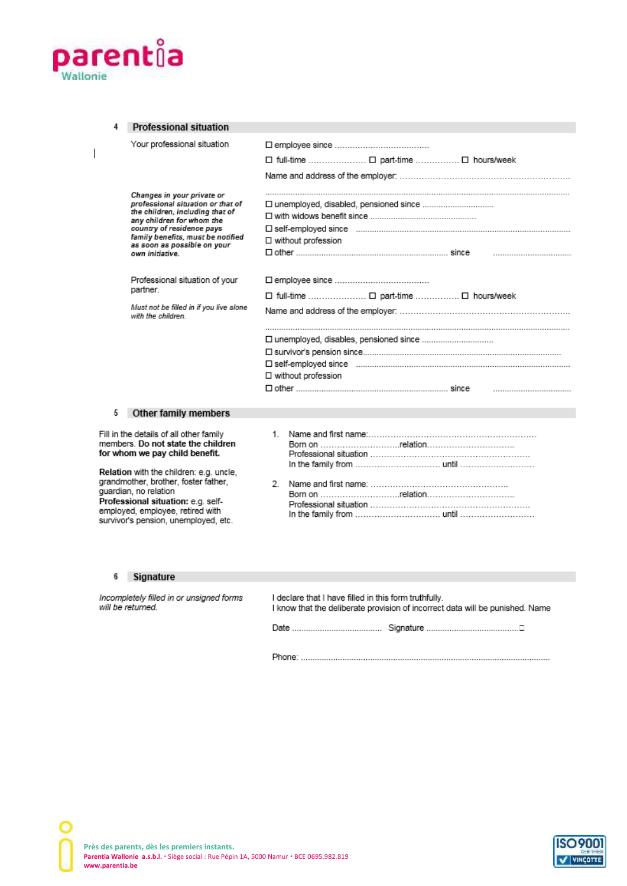parentia
Wallonie

## 4 Professional situation

Your professional situation

☐ employee since ....................................

☐ full-time .................... ☐ part-time ............... ☐ hours/week

Name and address of the employer: ............................................................................

..........................................................................................................................................

*Changes in your private or professional situation or that of the children, including that of any children for whom the country of residence pays family benefits, must be notified as soon as possible on your own initiative.*

☐ unemployed, disabled, pensioned since ..............................

☐ with widows benefit since ...............................................

☐ self-employed since ..........................................................................................

☐ without profession

☐ other ................................................................. since .................................

Professional situation of your partner.

*Must not be filled in if you live alone with the children.*

☐ employee since ....................................

☐ full-time .................... ☐ part-time ............... ☐ hours/week

Name and address of the employer: ............................................................................

..........................................................................................................................................

☐ unemployed, disables, pensioned since ..............................

☐ survivor's pension since..........................................................................................

☐ self-employed since ..........................................................................................

☐ without profession

☐ other ................................................................. since .................................

## 5 Other family members

Fill in the details of all other family members. **Do not state the children for whom we pay child benefit.**

**Relation** with the children: e.g. uncle, grandmother, brother, foster father, guardian, no relation
**Professional situation:** e.g. self-employed, employee, retired with survivor's pension, unemployed, etc.

1. Name and first name:.............................................................
   Born on ...........................relation...............................
   Professional situation ........................................................
   In the family from .............................. until ...........................

2. Name and first name: ................................................
   Born on ...........................relation...............................
   Professional situation ........................................................
   In the family from .............................. until ...........................

## 6 Signature

*Incompletely filled in or unsigned forms will be returned.*

I declare that I have filled in this form truthfully.
I know that the deliberate provision of incorrect data will be punished. Name

Date ..................................... Signature .......................................

Phone: ..........................................................................................................

Près des parents, dès les premiers instants.
Parentia Wallonie a.s.b.l. • Siège social : Rue Pépin 1A, 5000 Namur • BCE 0695.982.819
www.parentia.be